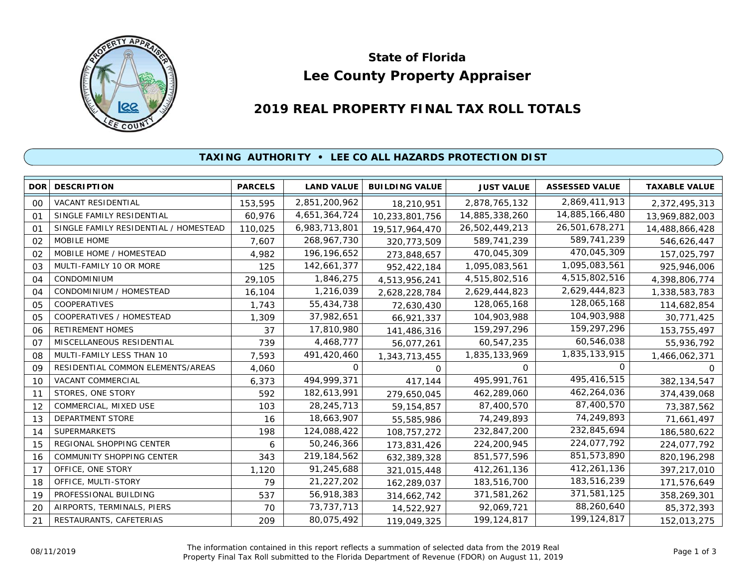# State of Florida
# Lee County Property Appraiser

## 2019 REAL PROPERTY FINAL TAX ROLL TOTALS

### TAXING AUTHORITY • LEE CO ALL HAZARDS PROTECTION DIST

| DOR | DESCRIPTION | PARCELS | LAND VALUE | BUILDING VALUE | JUST VALUE | ASSESSED VALUE | TAXABLE VALUE |
|---|---|---|---|---|---|---|---|
| 00 | VACANT RESIDENTIAL | 153,595 | 2,851,200,962 | 18,210,951 | 2,878,765,132 | 2,869,411,913 | 2,372,495,313 |
| 01 | SINGLE FAMILY RESIDENTIAL | 60,976 | 4,651,364,724 | 10,233,801,756 | 14,885,338,260 | 14,885,166,480 | 13,969,882,003 |
| 01 | SINGLE FAMILY RESIDENTIAL / HOMESTEAD | 110,025 | 6,983,713,801 | 19,517,964,470 | 26,502,449,213 | 26,501,678,271 | 14,488,866,428 |
| 02 | MOBILE HOME | 7,607 | 268,967,730 | 320,773,509 | 589,741,239 | 589,741,239 | 546,626,447 |
| 02 | MOBILE HOME / HOMESTEAD | 4,982 | 196,196,652 | 273,848,657 | 470,045,309 | 470,045,309 | 157,025,797 |
| 03 | MULTI-FAMILY 10 OR MORE | 125 | 142,661,377 | 952,422,184 | 1,095,083,561 | 1,095,083,561 | 925,946,006 |
| 04 | CONDOMINIUM | 29,105 | 1,846,275 | 4,513,956,241 | 4,515,802,516 | 4,515,802,516 | 4,398,806,774 |
| 04 | CONDOMINIUM / HOMESTEAD | 16,104 | 1,216,039 | 2,628,228,784 | 2,629,444,823 | 2,629,444,823 | 1,338,583,783 |
| 05 | COOPERATIVES | 1,743 | 55,434,738 | 72,630,430 | 128,065,168 | 128,065,168 | 114,682,854 |
| 05 | COOPERATIVES / HOMESTEAD | 1,309 | 37,982,651 | 66,921,337 | 104,903,988 | 104,903,988 | 30,771,425 |
| 06 | RETIREMENT HOMES | 37 | 17,810,980 | 141,486,316 | 159,297,296 | 159,297,296 | 153,755,497 |
| 07 | MISCELLANEOUS RESIDENTIAL | 739 | 4,468,777 | 56,077,261 | 60,547,235 | 60,546,038 | 55,936,792 |
| 08 | MULTI-FAMILY LESS THAN 10 | 7,593 | 491,420,460 | 1,343,713,455 | 1,835,133,969 | 1,835,133,915 | 1,466,062,371 |
| 09 | RESIDENTIAL COMMON ELEMENTS/AREAS | 4,060 | 0 | 0 | 0 | 0 | 0 |
| 10 | VACANT COMMERCIAL | 6,373 | 494,999,371 | 417,144 | 495,991,761 | 495,416,515 | 382,134,547 |
| 11 | STORES, ONE STORY | 592 | 182,613,991 | 279,650,045 | 462,289,060 | 462,264,036 | 374,439,068 |
| 12 | COMMERCIAL, MIXED USE | 103 | 28,245,713 | 59,154,857 | 87,400,570 | 87,400,570 | 73,387,562 |
| 13 | DEPARTMENT STORE | 16 | 18,663,907 | 55,585,986 | 74,249,893 | 74,249,893 | 71,661,497 |
| 14 | SUPERMARKETS | 198 | 124,088,422 | 108,757,272 | 232,847,200 | 232,845,694 | 186,580,622 |
| 15 | REGIONAL SHOPPING CENTER | 6 | 50,246,366 | 173,831,426 | 224,200,945 | 224,077,792 | 224,077,792 |
| 16 | COMMUNITY SHOPPING CENTER | 343 | 219,184,562 | 632,389,328 | 851,577,596 | 851,573,890 | 820,196,298 |
| 17 | OFFICE, ONE STORY | 1,120 | 91,245,688 | 321,015,448 | 412,261,136 | 412,261,136 | 397,217,010 |
| 18 | OFFICE, MULTI-STORY | 79 | 21,227,202 | 162,289,037 | 183,516,700 | 183,516,239 | 171,576,649 |
| 19 | PROFESSIONAL BUILDING | 537 | 56,918,383 | 314,662,742 | 371,581,262 | 371,581,125 | 358,269,301 |
| 20 | AIRPORTS, TERMINALS, PIERS | 70 | 73,737,713 | 14,522,927 | 92,069,721 | 88,260,640 | 85,372,393 |
| 21 | RESTAURANTS, CAFETERIAS | 209 | 80,075,492 | 119,049,325 | 199,124,817 | 199,124,817 | 152,013,275 |

08/11/2019

The information contained in this report reflects a summation of selected data from the 2019 Real Property Final Tax Roll submitted to the Florida Department of Revenue (FDOR) on August 11, 2019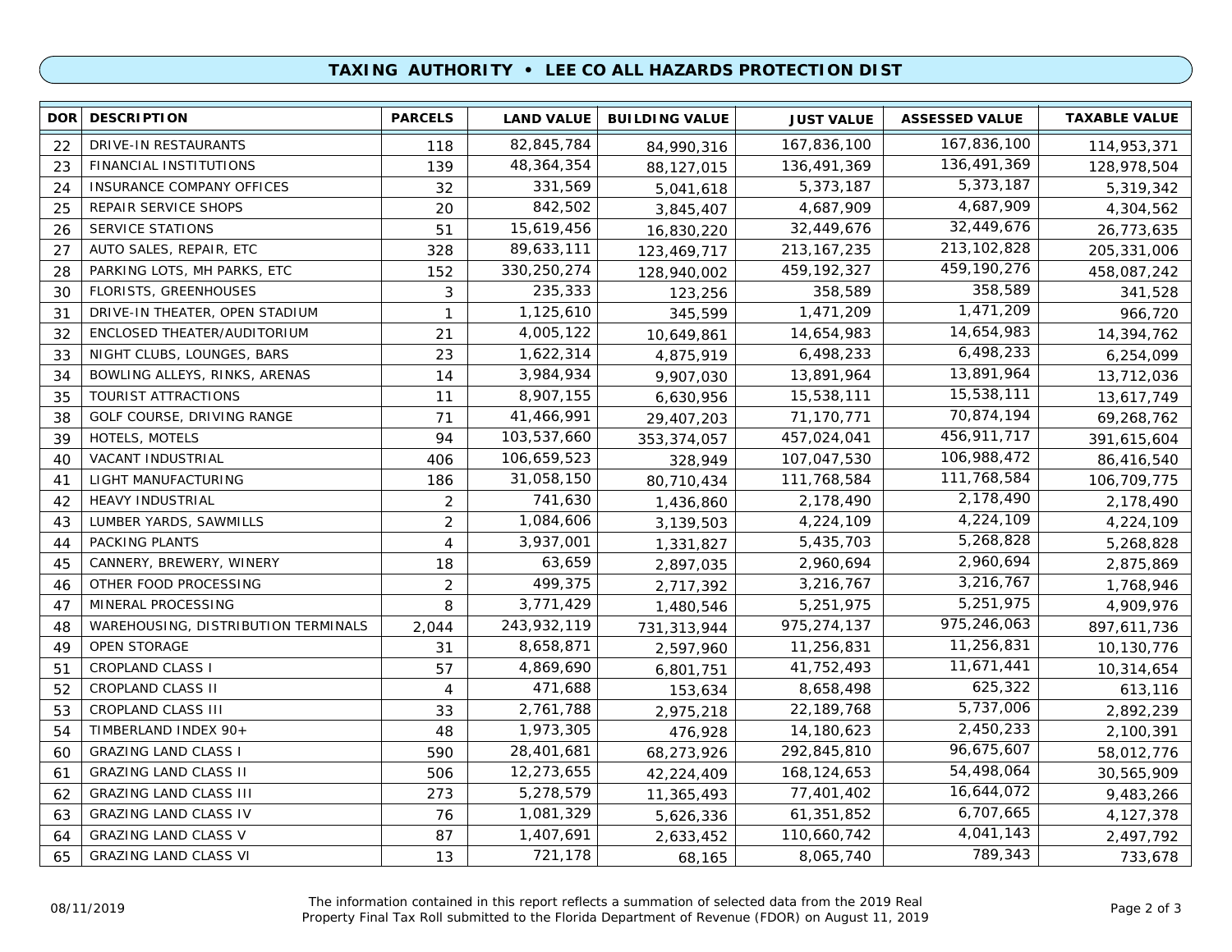## TAXING AUTHORITY • LEE CO ALL HAZARDS PROTECTION DIST

| DOR | DESCRIPTION | PARCELS | LAND VALUE | BUILDING VALUE | JUST VALUE | ASSESSED VALUE | TAXABLE VALUE |
|---|---|---|---|---|---|---|---|
| 22 | DRIVE-IN RESTAURANTS | 118 | 82,845,784 | 84,990,316 | 167,836,100 | 167,836,100 | 114,953,371 |
| 23 | FINANCIAL INSTITUTIONS | 139 | 48,364,354 | 88,127,015 | 136,491,369 | 136,491,369 | 128,978,504 |
| 24 | INSURANCE COMPANY OFFICES | 32 | 331,569 | 5,041,618 | 5,373,187 | 5,373,187 | 5,319,342 |
| 25 | REPAIR SERVICE SHOPS | 20 | 842,502 | 3,845,407 | 4,687,909 | 4,687,909 | 4,304,562 |
| 26 | SERVICE STATIONS | 51 | 15,619,456 | 16,830,220 | 32,449,676 | 32,449,676 | 26,773,635 |
| 27 | AUTO SALES, REPAIR, ETC | 328 | 89,633,111 | 123,469,717 | 213,167,235 | 213,102,828 | 205,331,006 |
| 28 | PARKING LOTS, MH PARKS, ETC | 152 | 330,250,274 | 128,940,002 | 459,192,327 | 459,190,276 | 458,087,242 |
| 30 | FLORISTS, GREENHOUSES | 3 | 235,333 | 123,256 | 358,589 | 358,589 | 341,528 |
| 31 | DRIVE-IN THEATER, OPEN STADIUM | 1 | 1,125,610 | 345,599 | 1,471,209 | 1,471,209 | 966,720 |
| 32 | ENCLOSED THEATER/AUDITORIUM | 21 | 4,005,122 | 10,649,861 | 14,654,983 | 14,654,983 | 14,394,762 |
| 33 | NIGHT CLUBS, LOUNGES, BARS | 23 | 1,622,314 | 4,875,919 | 6,498,233 | 6,498,233 | 6,254,099 |
| 34 | BOWLING ALLEYS, RINKS, ARENAS | 14 | 3,984,934 | 9,907,030 | 13,891,964 | 13,891,964 | 13,712,036 |
| 35 | TOURIST ATTRACTIONS | 11 | 8,907,155 | 6,630,956 | 15,538,111 | 15,538,111 | 13,617,749 |
| 38 | GOLF COURSE, DRIVING RANGE | 71 | 41,466,991 | 29,407,203 | 71,170,771 | 70,874,194 | 69,268,762 |
| 39 | HOTELS, MOTELS | 94 | 103,537,660 | 353,374,057 | 457,024,041 | 456,911,717 | 391,615,604 |
| 40 | VACANT INDUSTRIAL | 406 | 106,659,523 | 328,949 | 107,047,530 | 106,988,472 | 86,416,540 |
| 41 | LIGHT MANUFACTURING | 186 | 31,058,150 | 80,710,434 | 111,768,584 | 111,768,584 | 106,709,775 |
| 42 | HEAVY INDUSTRIAL | 2 | 741,630 | 1,436,860 | 2,178,490 | 2,178,490 | 2,178,490 |
| 43 | LUMBER YARDS, SAWMILLS | 2 | 1,084,606 | 3,139,503 | 4,224,109 | 4,224,109 | 4,224,109 |
| 44 | PACKING PLANTS | 4 | 3,937,001 | 1,331,827 | 5,435,703 | 5,268,828 | 5,268,828 |
| 45 | CANNERY, BREWERY, WINERY | 18 | 63,659 | 2,897,035 | 2,960,694 | 2,960,694 | 2,875,869 |
| 46 | OTHER FOOD PROCESSING | 2 | 499,375 | 2,717,392 | 3,216,767 | 3,216,767 | 1,768,946 |
| 47 | MINERAL PROCESSING | 8 | 3,771,429 | 1,480,546 | 5,251,975 | 5,251,975 | 4,909,976 |
| 48 | WAREHOUSING, DISTRIBUTION TERMINALS | 2,044 | 243,932,119 | 731,313,944 | 975,274,137 | 975,246,063 | 897,611,736 |
| 49 | OPEN STORAGE | 31 | 8,658,871 | 2,597,960 | 11,256,831 | 11,256,831 | 10,130,776 |
| 51 | CROPLAND CLASS I | 57 | 4,869,690 | 6,801,751 | 41,752,493 | 11,671,441 | 10,314,654 |
| 52 | CROPLAND CLASS II | 4 | 471,688 | 153,634 | 8,658,498 | 625,322 | 613,116 |
| 53 | CROPLAND CLASS III | 33 | 2,761,788 | 2,975,218 | 22,189,768 | 5,737,006 | 2,892,239 |
| 54 | TIMBERLAND INDEX 90+ | 48 | 1,973,305 | 476,928 | 14,180,623 | 2,450,233 | 2,100,391 |
| 60 | GRAZING LAND CLASS I | 590 | 28,401,681 | 68,273,926 | 292,845,810 | 96,675,607 | 58,012,776 |
| 61 | GRAZING LAND CLASS II | 506 | 12,273,655 | 42,224,409 | 168,124,653 | 54,498,064 | 30,565,909 |
| 62 | GRAZING LAND CLASS III | 273 | 5,278,579 | 11,365,493 | 77,401,402 | 16,644,072 | 9,483,266 |
| 63 | GRAZING LAND CLASS IV | 76 | 1,081,329 | 5,626,336 | 61,351,852 | 6,707,665 | 4,127,378 |
| 64 | GRAZING LAND CLASS V | 87 | 1,407,691 | 2,633,452 | 110,660,742 | 4,041,143 | 2,497,792 |
| 65 | GRAZING LAND CLASS VI | 13 | 721,178 | 68,165 | 8,065,740 | 789,343 | 733,678 |

08/11/2019

The information contained in this report reflects a summation of selected data from the 2019 Real Property Final Tax Roll submitted to the Florida Department of Revenue (FDOR) on August 11, 2019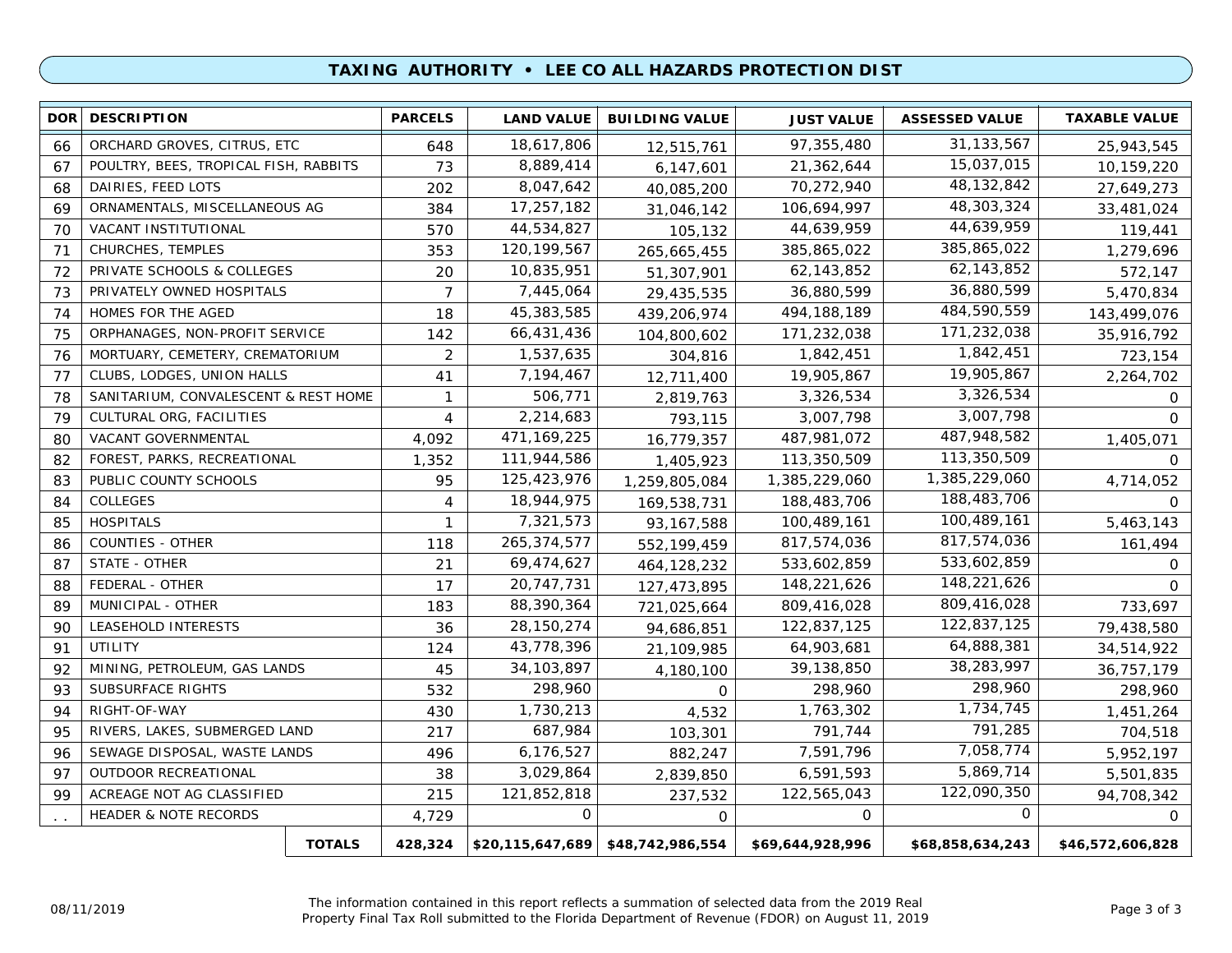## TAXING AUTHORITY • LEE CO ALL HAZARDS PROTECTION DIST

| DOR | DESCRIPTION | PARCELS | LAND VALUE | BUILDING VALUE | JUST VALUE | ASSESSED VALUE | TAXABLE VALUE |
|---|---|---|---|---|---|---|---|
| 66 | ORCHARD GROVES, CITRUS, ETC | 648 | 18,617,806 | 12,515,761 | 97,355,480 | 31,133,567 | 25,943,545 |
| 67 | POULTRY, BEES, TROPICAL FISH, RABBITS | 73 | 8,889,414 | 6,147,601 | 21,362,644 | 15,037,015 | 10,159,220 |
| 68 | DAIRIES, FEED LOTS | 202 | 8,047,642 | 40,085,200 | 70,272,940 | 48,132,842 | 27,649,273 |
| 69 | ORNAMENTALS, MISCELLANEOUS AG | 384 | 17,257,182 | 31,046,142 | 106,694,997 | 48,303,324 | 33,481,024 |
| 70 | VACANT INSTITUTIONAL | 570 | 44,534,827 | 105,132 | 44,639,959 | 44,639,959 | 119,441 |
| 71 | CHURCHES, TEMPLES | 353 | 120,199,567 | 265,665,455 | 385,865,022 | 385,865,022 | 1,279,696 |
| 72 | PRIVATE SCHOOLS & COLLEGES | 20 | 10,835,951 | 51,307,901 | 62,143,852 | 62,143,852 | 572,147 |
| 73 | PRIVATELY OWNED HOSPITALS | 7 | 7,445,064 | 29,435,535 | 36,880,599 | 36,880,599 | 5,470,834 |
| 74 | HOMES FOR THE AGED | 18 | 45,383,585 | 439,206,974 | 494,188,189 | 484,590,559 | 143,499,076 |
| 75 | ORPHANAGES, NON-PROFIT SERVICE | 142 | 66,431,436 | 104,800,602 | 171,232,038 | 171,232,038 | 35,916,792 |
| 76 | MORTUARY, CEMETERY, CREMATORIUM | 2 | 1,537,635 | 304,816 | 1,842,451 | 1,842,451 | 723,154 |
| 77 | CLUBS, LODGES, UNION HALLS | 41 | 7,194,467 | 12,711,400 | 19,905,867 | 19,905,867 | 2,264,702 |
| 78 | SANITARIUM, CONVALESCENT & REST HOME | 1 | 506,771 | 2,819,763 | 3,326,534 | 3,326,534 | 0 |
| 79 | CULTURAL ORG, FACILITIES | 4 | 2,214,683 | 793,115 | 3,007,798 | 3,007,798 | 0 |
| 80 | VACANT GOVERNMENTAL | 4,092 | 471,169,225 | 16,779,357 | 487,981,072 | 487,948,582 | 1,405,071 |
| 82 | FOREST, PARKS, RECREATIONAL | 1,352 | 111,944,586 | 1,405,923 | 113,350,509 | 113,350,509 | 0 |
| 83 | PUBLIC COUNTY SCHOOLS | 95 | 125,423,976 | 1,259,805,084 | 1,385,229,060 | 1,385,229,060 | 4,714,052 |
| 84 | COLLEGES | 4 | 18,944,975 | 169,538,731 | 188,483,706 | 188,483,706 | 0 |
| 85 | HOSPITALS | 1 | 7,321,573 | 93,167,588 | 100,489,161 | 100,489,161 | 5,463,143 |
| 86 | COUNTIES - OTHER | 118 | 265,374,577 | 552,199,459 | 817,574,036 | 817,574,036 | 161,494 |
| 87 | STATE - OTHER | 21 | 69,474,627 | 464,128,232 | 533,602,859 | 533,602,859 | 0 |
| 88 | FEDERAL - OTHER | 17 | 20,747,731 | 127,473,895 | 148,221,626 | 148,221,626 | 0 |
| 89 | MUNICIPAL - OTHER | 183 | 88,390,364 | 721,025,664 | 809,416,028 | 809,416,028 | 733,697 |
| 90 | LEASEHOLD INTERESTS | 36 | 28,150,274 | 94,686,851 | 122,837,125 | 122,837,125 | 79,438,580 |
| 91 | UTILITY | 124 | 43,778,396 | 21,109,985 | 64,903,681 | 64,888,381 | 34,514,922 |
| 92 | MINING, PETROLEUM, GAS LANDS | 45 | 34,103,897 | 4,180,100 | 39,138,850 | 38,283,997 | 36,757,179 |
| 93 | SUBSURFACE RIGHTS | 532 | 298,960 | 0 | 298,960 | 298,960 | 298,960 |
| 94 | RIGHT-OF-WAY | 430 | 1,730,213 | 4,532 | 1,763,302 | 1,734,745 | 1,451,264 |
| 95 | RIVERS, LAKES, SUBMERGED LAND | 217 | 687,984 | 103,301 | 791,744 | 791,285 | 704,518 |
| 96 | SEWAGE DISPOSAL, WASTE LANDS | 496 | 6,176,527 | 882,247 | 7,591,796 | 7,058,774 | 5,952,197 |
| 97 | OUTDOOR RECREATIONAL | 38 | 3,029,864 | 2,839,850 | 6,591,593 | 5,869,714 | 5,501,835 |
| 99 | ACREAGE NOT AG CLASSIFIED | 215 | 121,852,818 | 237,532 | 122,565,043 | 122,090,350 | 94,708,342 |
| . . | HEADER & NOTE RECORDS | 4,729 | 0 | 0 | 0 | 0 | 0 |
| | **TOTALS** | **428,324** | **$20,115,647,689** | **$48,742,986,554** | **$69,644,928,996** | **$68,858,634,243** | **$46,572,606,828** |

08/11/2019

The information contained in this report reflects a summation of selected data from the 2019 Real Property Final Tax Roll submitted to the Florida Department of Revenue (FDOR) on August 11, 2019